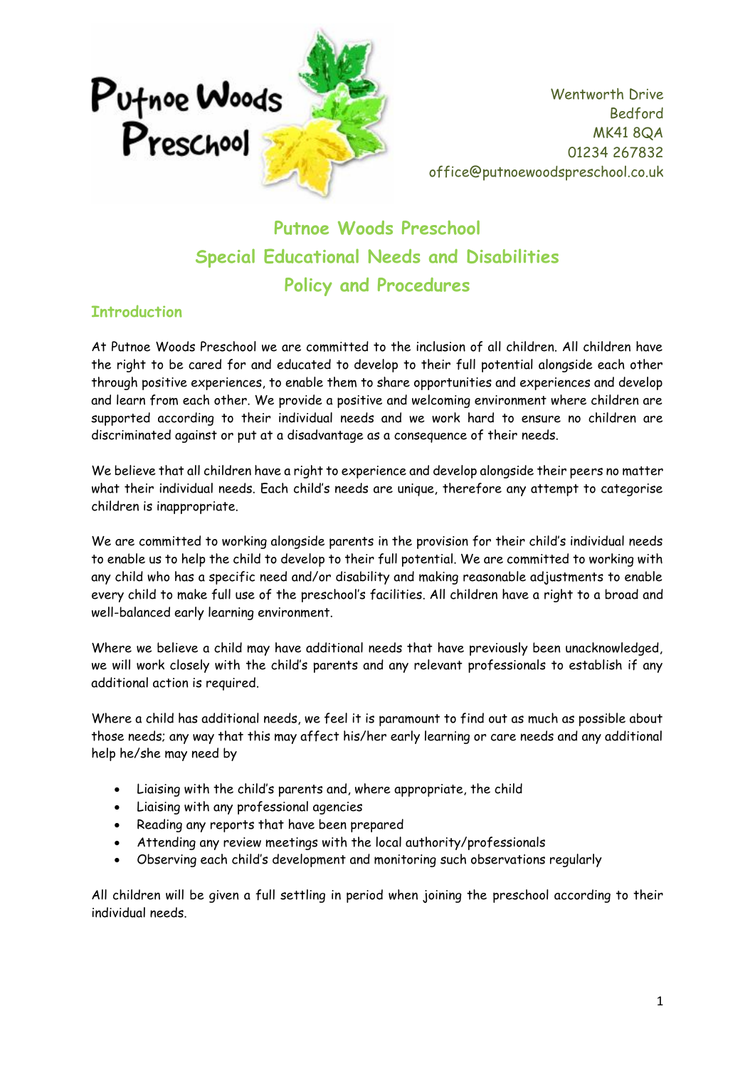Putnoe Woods Preschool

Wentworth Drive
Bedford
MK41 8QA
01234 267832
office@putnoewoodspreschool.co.uk

# Putnoe Woods Preschool
# Special Educational Needs and Disabilities
# Policy and Procedures

## Introduction

At Putnoe Woods Preschool we are committed to the inclusion of all children. All children have the right to be cared for and educated to develop to their full potential alongside each other through positive experiences, to enable them to share opportunities and experiences and develop and learn from each other. We provide a positive and welcoming environment where children are supported according to their individual needs and we work hard to ensure no children are discriminated against or put at a disadvantage as a consequence of their needs.

We believe that all children have a right to experience and develop alongside their peers no matter what their individual needs. Each child's needs are unique, therefore any attempt to categorise children is inappropriate.

We are committed to working alongside parents in the provision for their child's individual needs to enable us to help the child to develop to their full potential. We are committed to working with any child who has a specific need and/or disability and making reasonable adjustments to enable every child to make full use of the preschool's facilities. All children have a right to a broad and well-balanced early learning environment.

Where we believe a child may have additional needs that have previously been unacknowledged, we will work closely with the child's parents and any relevant professionals to establish if any additional action is required.

Where a child has additional needs, we feel it is paramount to find out as much as possible about those needs; any way that this may affect his/her early learning or care needs and any additional help he/she may need by

- Liaising with the child's parents and, where appropriate, the child
- Liaising with any professional agencies
- Reading any reports that have been prepared
- Attending any review meetings with the local authority/professionals
- Observing each child's development and monitoring such observations regularly

All children will be given a full settling in period when joining the preschool according to their individual needs.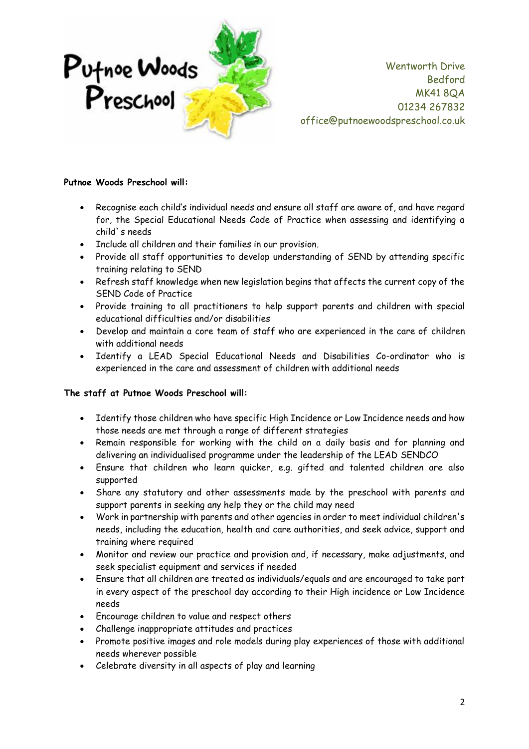**Putnoe Woods Preschool will:**

- Recognise each child's individual needs and ensure all staff are aware of, and have regard for, the Special Educational Needs Code of Practice when assessing and identifying a child`s needs
- Include all children and their families in our provision.
- Provide all staff opportunities to develop understanding of SEND by attending specific training relating to SEND
- Refresh staff knowledge when new legislation begins that affects the current copy of the SEND Code of Practice
- Provide training to all practitioners to help support parents and children with special educational difficulties and/or disabilities
- Develop and maintain a core team of staff who are experienced in the care of children with additional needs
- Identify a LEAD Special Educational Needs and Disabilities Co-ordinator who is experienced in the care and assessment of children with additional needs

**The staff at Putnoe Woods Preschool will:**

- Identify those children who have specific High Incidence or Low Incidence needs and how those needs are met through a range of different strategies
- Remain responsible for working with the child on a daily basis and for planning and delivering an individualised programme under the leadership of the LEAD SENDCO
- Ensure that children who learn quicker, e.g. gifted and talented children are also supported
- Share any statutory and other assessments made by the preschool with parents and support parents in seeking any help they or the child may need
- Work in partnership with parents and other agencies in order to meet individual children's needs, including the education, health and care authorities, and seek advice, support and training where required
- Monitor and review our practice and provision and, if necessary, make adjustments, and seek specialist equipment and services if needed
- Ensure that all children are treated as individuals/equals and are encouraged to take part in every aspect of the preschool day according to their High incidence or Low Incidence needs
- Encourage children to value and respect others
- Challenge inappropriate attitudes and practices
- Promote positive images and role models during play experiences of those with additional needs wherever possible
- Celebrate diversity in all aspects of play and learning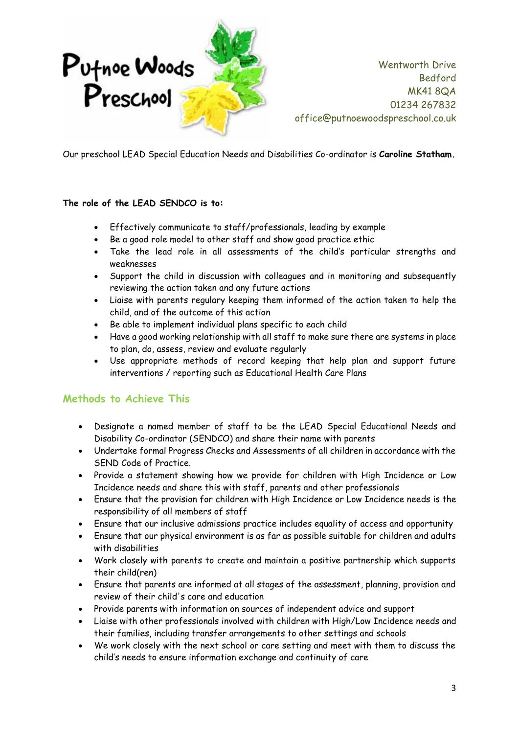Putnoe Woods Preschool

Wentworth Drive
Bedford
MK41 8QA
01234 267832
office@putnoewoodspreschool.co.uk

Our preschool LEAD Special Education Needs and Disabilities Co-ordinator is **Caroline Statham.**

**The role of the LEAD SENDCO is to:**

- Effectively communicate to staff/professionals, leading by example
- Be a good role model to other staff and show good practice ethic
- Take the lead role in all assessments of the child's particular strengths and weaknesses
- Support the child in discussion with colleagues and in monitoring and subsequently reviewing the action taken and any future actions
- Liaise with parents regulary keeping them informed of the action taken to help the child, and of the outcome of this action
- Be able to implement individual plans specific to each child
- Have a good working relationship with all staff to make sure there are systems in place to plan, do, assess, review and evaluate regularly
- Use appropriate methods of record keeping that help plan and support future interventions / reporting such as Educational Health Care Plans

## Methods to Achieve This

- Designate a named member of staff to be the LEAD Special Educational Needs and Disability Co-ordinator (SENDCO) and share their name with parents
- Undertake formal Progress Checks and Assessments of all children in accordance with the SEND Code of Practice.
- Provide a statement showing how we provide for children with High Incidence or Low Incidence needs and share this with staff, parents and other professionals
- Ensure that the provision for children with High Incidence or Low Incidence needs is the responsibility of all members of staff
- Ensure that our inclusive admissions practice includes equality of access and opportunity
- Ensure that our physical environment is as far as possible suitable for children and adults with disabilities
- Work closely with parents to create and maintain a positive partnership which supports their child(ren)
- Ensure that parents are informed at all stages of the assessment, planning, provision and review of their child's care and education
- Provide parents with information on sources of independent advice and support
- Liaise with other professionals involved with children with High/Low Incidence needs and their families, including transfer arrangements to other settings and schools
- We work closely with the next school or care setting and meet with them to discuss the child's needs to ensure information exchange and continuity of care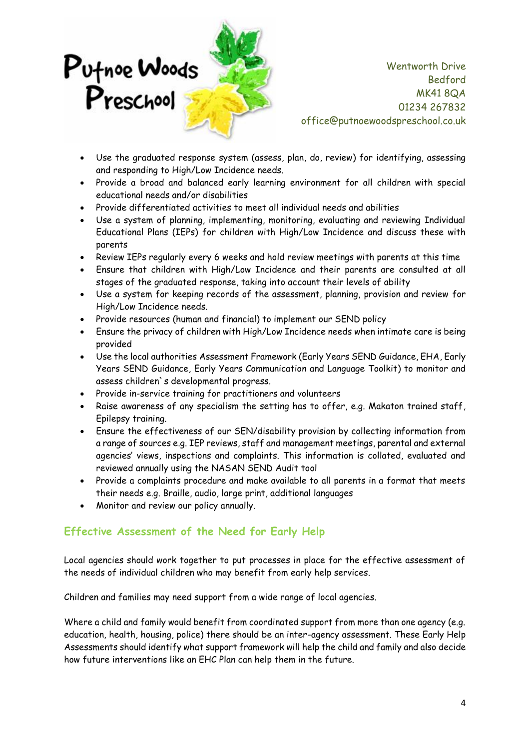- Use the graduated response system (assess, plan, do, review) for identifying, assessing and responding to High/Low Incidence needs.
- Provide a broad and balanced early learning environment for all children with special educational needs and/or disabilities
- Provide differentiated activities to meet all individual needs and abilities
- Use a system of planning, implementing, monitoring, evaluating and reviewing Individual Educational Plans (IEPs) for children with High/Low Incidence and discuss these with parents
- Review IEPs regularly every 6 weeks and hold review meetings with parents at this time
- Ensure that children with High/Low Incidence and their parents are consulted at all stages of the graduated response, taking into account their levels of ability
- Use a system for keeping records of the assessment, planning, provision and review for High/Low Incidence needs.
- Provide resources (human and financial) to implement our SEND policy
- Ensure the privacy of children with High/Low Incidence needs when intimate care is being provided
- Use the local authorities Assessment Framework (Early Years SEND Guidance, EHA, Early Years SEND Guidance, Early Years Communication and Language Toolkit) to monitor and assess children`s developmental progress.
- Provide in-service training for practitioners and volunteers
- Raise awareness of any specialism the setting has to offer, e.g. Makaton trained staff, Epilepsy training.
- Ensure the effectiveness of our SEN/disability provision by collecting information from a range of sources e.g. IEP reviews, staff and management meetings, parental and external agencies' views, inspections and complaints. This information is collated, evaluated and reviewed annually using the NASAN SEND Audit tool
- Provide a complaints procedure and make available to all parents in a format that meets their needs e.g. Braille, audio, large print, additional languages
- Monitor and review our policy annually.

## Effective Assessment of the Need for Early Help

Local agencies should work together to put processes in place for the effective assessment of the needs of individual children who may benefit from early help services.

Children and families may need support from a wide range of local agencies.

Where a child and family would benefit from coordinated support from more than one agency (e.g. education, health, housing, police) there should be an inter-agency assessment. These Early Help Assessments should identify what support framework will help the child and family and also decide how future interventions like an EHC Plan can help them in the future.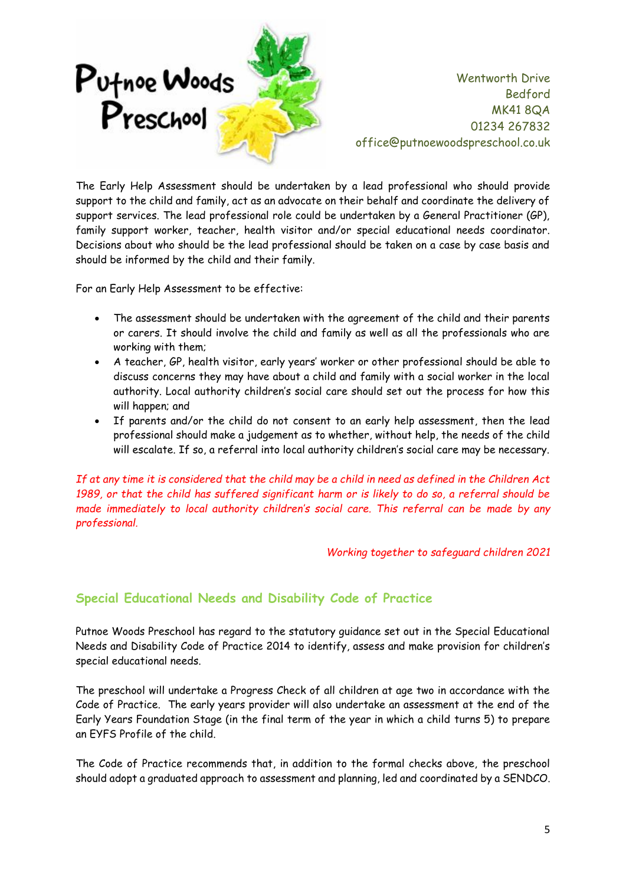The Early Help Assessment should be undertaken by a lead professional who should provide support to the child and family, act as an advocate on their behalf and coordinate the delivery of support services. The lead professional role could be undertaken by a General Practitioner (GP), family support worker, teacher, health visitor and/or special educational needs coordinator. Decisions about who should be the lead professional should be taken on a case by case basis and should be informed by the child and their family.

For an Early Help Assessment to be effective:

- The assessment should be undertaken with the agreement of the child and their parents or carers. It should involve the child and family as well as all the professionals who are working with them;
- A teacher, GP, health visitor, early years' worker or other professional should be able to discuss concerns they may have about a child and family with a social worker in the local authority. Local authority children's social care should set out the process for how this will happen; and
- If parents and/or the child do not consent to an early help assessment, then the lead professional should make a judgement as to whether, without help, the needs of the child will escalate. If so, a referral into local authority children's social care may be necessary.

*If at any time it is considered that the child may be a child in need as defined in the Children Act 1989, or that the child has suffered significant harm or is likely to do so, a referral should be made immediately to local authority children's social care. This referral can be made by any professional.*

*Working together to safeguard children 2021*

## Special Educational Needs and Disability Code of Practice

Putnoe Woods Preschool has regard to the statutory guidance set out in the Special Educational Needs and Disability Code of Practice 2014 to identify, assess and make provision for children's special educational needs.

The preschool will undertake a Progress Check of all children at age two in accordance with the Code of Practice. The early years provider will also undertake an assessment at the end of the Early Years Foundation Stage (in the final term of the year in which a child turns 5) to prepare an EYFS Profile of the child.

The Code of Practice recommends that, in addition to the formal checks above, the preschool should adopt a graduated approach to assessment and planning, led and coordinated by a SENDCO.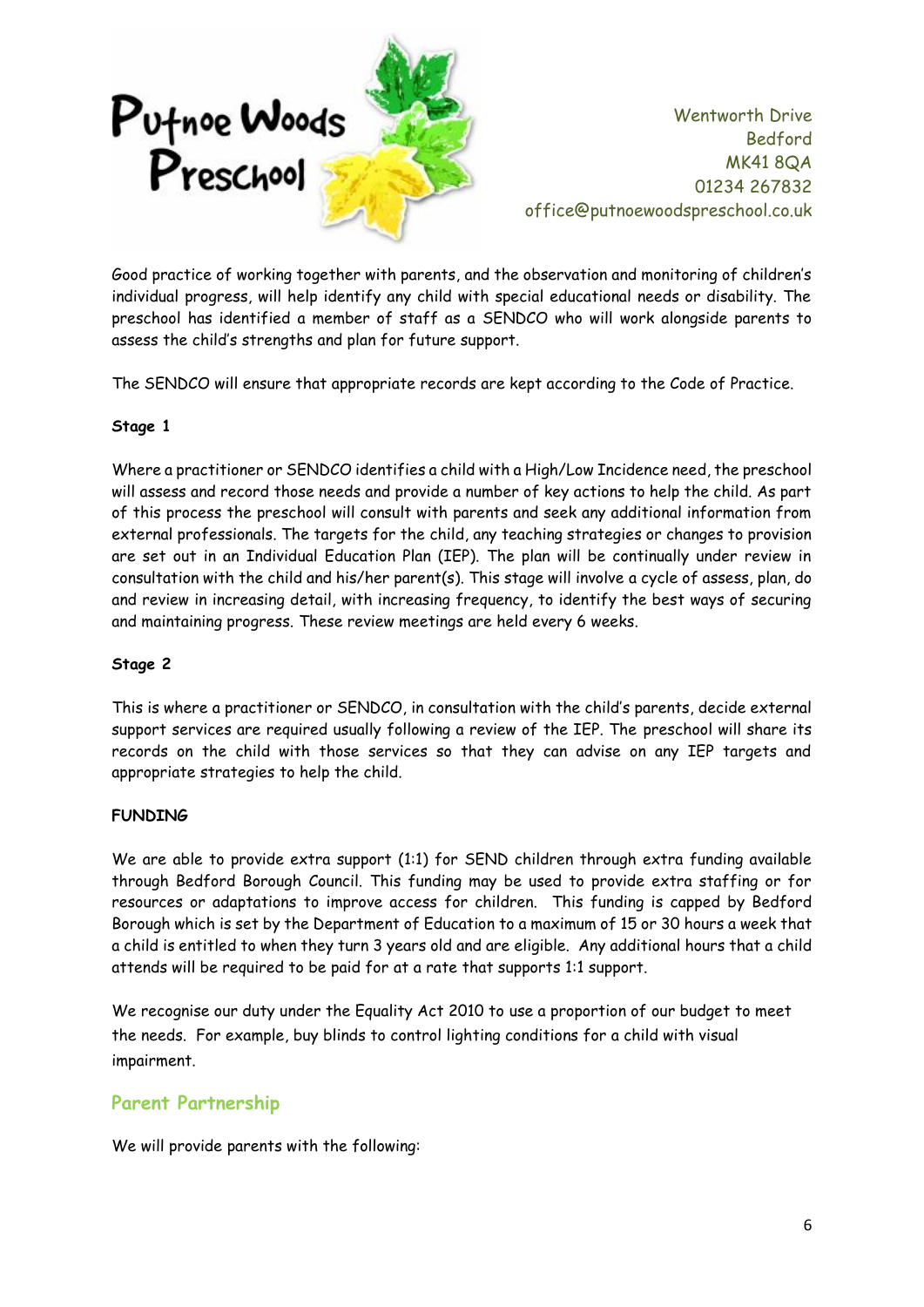Good practice of working together with parents, and the observation and monitoring of children's individual progress, will help identify any child with special educational needs or disability. The preschool has identified a member of staff as a SENDCO who will work alongside parents to assess the child's strengths and plan for future support.

The SENDCO will ensure that appropriate records are kept according to the Code of Practice.

**Stage 1**

Where a practitioner or SENDCO identifies a child with a High/Low Incidence need, the preschool will assess and record those needs and provide a number of key actions to help the child. As part of this process the preschool will consult with parents and seek any additional information from external professionals. The targets for the child, any teaching strategies or changes to provision are set out in an Individual Education Plan (IEP). The plan will be continually under review in consultation with the child and his/her parent(s). This stage will involve a cycle of assess, plan, do and review in increasing detail, with increasing frequency, to identify the best ways of securing and maintaining progress. These review meetings are held every 6 weeks.

**Stage 2**

This is where a practitioner or SENDCO, in consultation with the child's parents, decide external support services are required usually following a review of the IEP. The preschool will share its records on the child with those services so that they can advise on any IEP targets and appropriate strategies to help the child.

**FUNDING**

We are able to provide extra support (1:1) for SEND children through extra funding available through Bedford Borough Council. This funding may be used to provide extra staffing or for resources or adaptations to improve access for children. This funding is capped by Bedford Borough which is set by the Department of Education to a maximum of 15 or 30 hours a week that a child is entitled to when they turn 3 years old and are eligible. Any additional hours that a child attends will be required to be paid for at a rate that supports 1:1 support.

We recognise our duty under the Equality Act 2010 to use a proportion of our budget to meet the needs. For example, buy blinds to control lighting conditions for a child with visual impairment.

## Parent Partnership

We will provide parents with the following: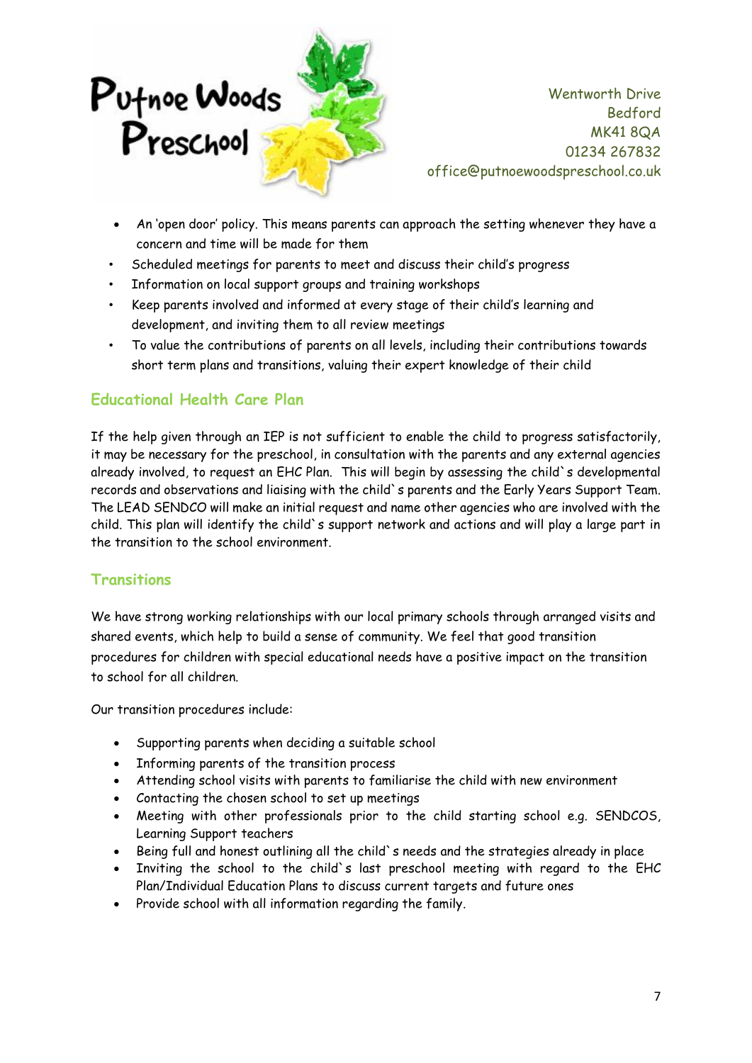- An 'open door' policy. This means parents can approach the setting whenever they have a concern and time will be made for them
- Scheduled meetings for parents to meet and discuss their child's progress
- Information on local support groups and training workshops
- Keep parents involved and informed at every stage of their child's learning and development, and inviting them to all review meetings
- To value the contributions of parents on all levels, including their contributions towards short term plans and transitions, valuing their expert knowledge of their child

## Educational Health Care Plan

If the help given through an IEP is not sufficient to enable the child to progress satisfactorily, it may be necessary for the preschool, in consultation with the parents and any external agencies already involved, to request an EHC Plan. This will begin by assessing the child`s developmental records and observations and liaising with the child`s parents and the Early Years Support Team. The LEAD SENDCO will make an initial request and name other agencies who are involved with the child. This plan will identify the child`s support network and actions and will play a large part in the transition to the school environment.

## Transitions

We have strong working relationships with our local primary schools through arranged visits and shared events, which help to build a sense of community. We feel that good transition procedures for children with special educational needs have a positive impact on the transition to school for all children.

Our transition procedures include:

- Supporting parents when deciding a suitable school
- Informing parents of the transition process
- Attending school visits with parents to familiarise the child with new environment
- Contacting the chosen school to set up meetings
- Meeting with other professionals prior to the child starting school e.g. SENDCOS, Learning Support teachers
- Being full and honest outlining all the child`s needs and the strategies already in place
- Inviting the school to the child`s last preschool meeting with regard to the EHC Plan/Individual Education Plans to discuss current targets and future ones
- Provide school with all information regarding the family.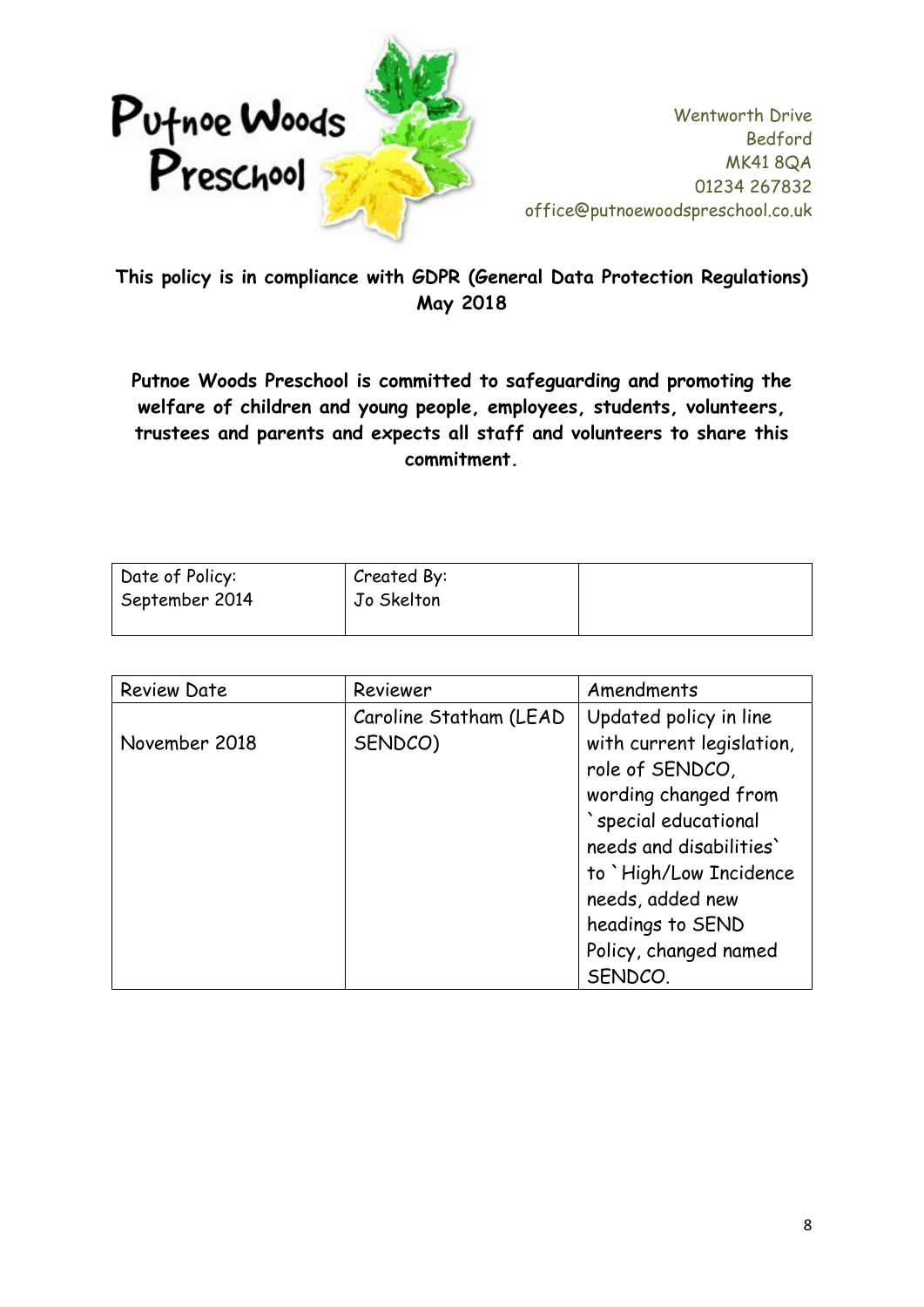Putnoe Woods Preschool

Wentworth Drive
Bedford
MK41 8QA
01234 267832
office@putnoewoodspreschool.co.uk

**This policy is in compliance with GDPR (General Data Protection Regulations) May 2018**

**Putnoe Woods Preschool is committed to safeguarding and promoting the welfare of children and young people, employees, students, volunteers, trustees and parents and expects all staff and volunteers to share this commitment.**

| Date of Policy: September 2014 | Created By: Jo Skelton | |
|---|---|---|

| Review Date | Reviewer | Amendments |
|---|---|---|
| November 2018 | Caroline Statham (LEAD SENDCO) | Updated policy in line with current legislation, role of SENDCO, wording changed from `special educational needs and disabilities` to `High/Low Incidence needs, added new headings to SEND Policy, changed named SENDCO. |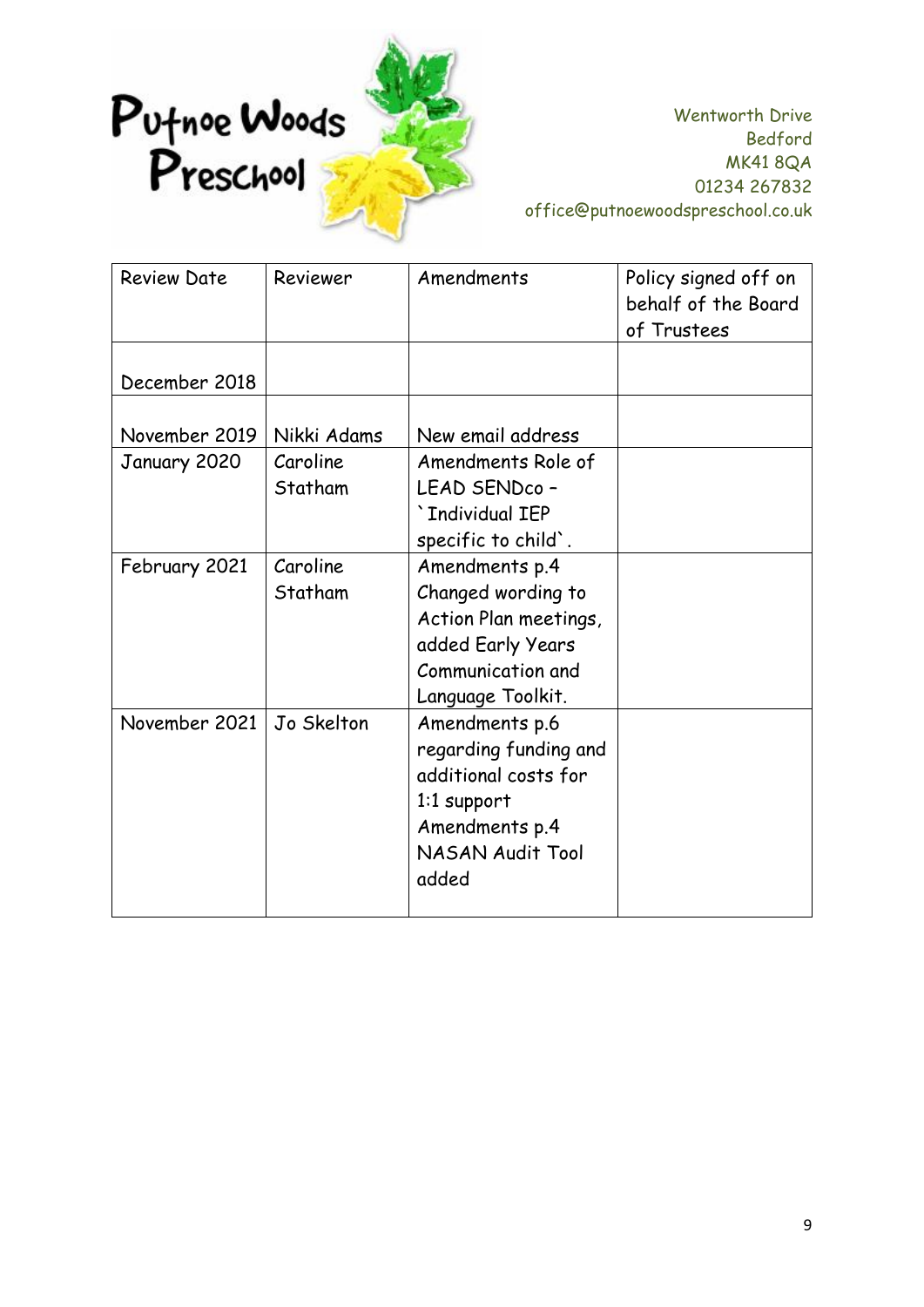Putnoe Woods Preschool

Wentworth Drive
Bedford
MK41 8QA
01234 267832
office@putnoewoodspreschool.co.uk

| Review Date | Reviewer | Amendments | Policy signed off on behalf of the Board of Trustees |
|---|---|---|---|
| December 2018 | | | |
| November 2019 | Nikki Adams | New email address | |
| January 2020 | Caroline Statham | Amendments Role of LEAD SENDco – `Individual IEP specific to child`. | |
| February 2021 | Caroline Statham | Amendments p.4 Changed wording to Action Plan meetings, added Early Years Communication and Language Toolkit. | |
| November 2021 | Jo Skelton | Amendments p.6 regarding funding and additional costs for 1:1 support Amendments p.4 NASAN Audit Tool added | |